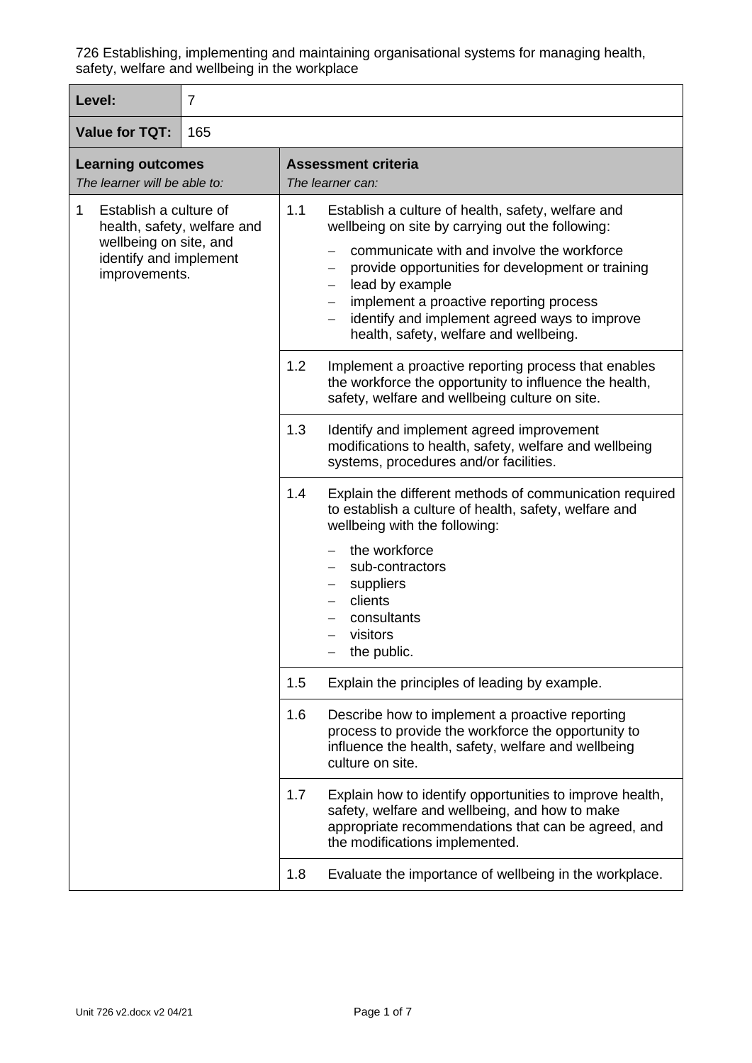726 Establishing, implementing and maintaining organisational systems for managing health, safety, welfare and wellbeing in the workplace

| **Level:** | 7 |
|---|---|
| **Value for TQT:** | 165 |

| **Learning outcomes**<br>*The learner will be able to:* | **Assessment criteria**<br>*The learner can:* |
|---|---|
| 1 Establish a culture of health, safety, welfare and wellbeing on site, and identify and implement improvements. | 1.1 Establish a culture of health, safety, welfare and wellbeing on site by carrying out the following:<br>– communicate with and involve the workforce<br>– provide opportunities for development or training<br>– lead by example<br>– implement a proactive reporting process<br>– identify and implement agreed ways to improve health, safety, welfare and wellbeing. |
| | 1.2 Implement a proactive reporting process that enables the workforce the opportunity to influence the health, safety, welfare and wellbeing culture on site. |
| | 1.3 Identify and implement agreed improvement modifications to health, safety, welfare and wellbeing systems, procedures and/or facilities. |
| | 1.4 Explain the different methods of communication required to establish a culture of health, safety, welfare and wellbeing with the following:<br>– the workforce<br>– sub-contractors<br>– suppliers<br>– clients<br>– consultants<br>– visitors<br>– the public. |
| | 1.5 Explain the principles of leading by example. |
| | 1.6 Describe how to implement a proactive reporting process to provide the workforce the opportunity to influence the health, safety, welfare and wellbeing culture on site. |
| | 1.7 Explain how to identify opportunities to improve health, safety, welfare and wellbeing, and how to make appropriate recommendations that can be agreed, and the modifications implemented. |
| | 1.8 Evaluate the importance of wellbeing in the workplace. |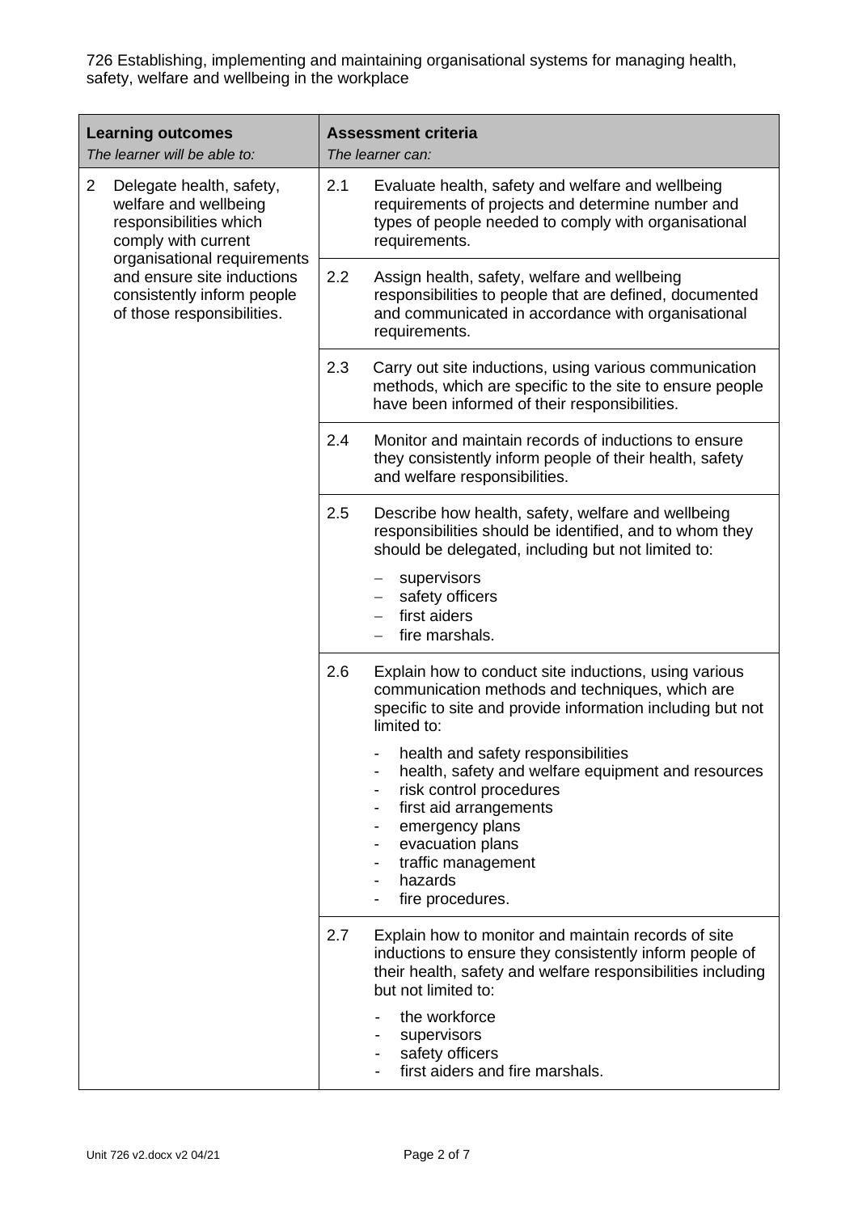726 Establishing, implementing and maintaining organisational systems for managing health, safety, welfare and wellbeing in the workplace

| **Learning outcomes**<br>*The learner will be able to:* | **Assessment criteria**<br>*The learner can:* |
|---|---|
| 2 Delegate health, safety, welfare and wellbeing responsibilities which comply with current organisational requirements and ensure site inductions consistently inform people of those responsibilities. | 2.1 Evaluate health, safety and welfare and wellbeing requirements of projects and determine number and types of people needed to comply with organisational requirements. |
| | 2.2 Assign health, safety, welfare and wellbeing responsibilities to people that are defined, documented and communicated in accordance with organisational requirements. |
| | 2.3 Carry out site inductions, using various communication methods, which are specific to the site to ensure people have been informed of their responsibilities. |
| | 2.4 Monitor and maintain records of inductions to ensure they consistently inform people of their health, safety and welfare responsibilities. |
| | 2.5 Describe how health, safety, welfare and wellbeing responsibilities should be identified, and to whom they should be delegated, including but not limited to:<br>– supervisors<br>– safety officers<br>– first aiders<br>– fire marshals. |
| | 2.6 Explain how to conduct site inductions, using various communication methods and techniques, which are specific to site and provide information including but not limited to:<br>- health and safety responsibilities<br>- health, safety and welfare equipment and resources<br>- risk control procedures<br>- first aid arrangements<br>- emergency plans<br>- evacuation plans<br>- traffic management<br>- hazards<br>- fire procedures. |
| | 2.7 Explain how to monitor and maintain records of site inductions to ensure they consistently inform people of their health, safety and welfare responsibilities including but not limited to:<br>- the workforce<br>- supervisors<br>- safety officers<br>- first aiders and fire marshals. |

Unit 726 v2.docx v2 04/21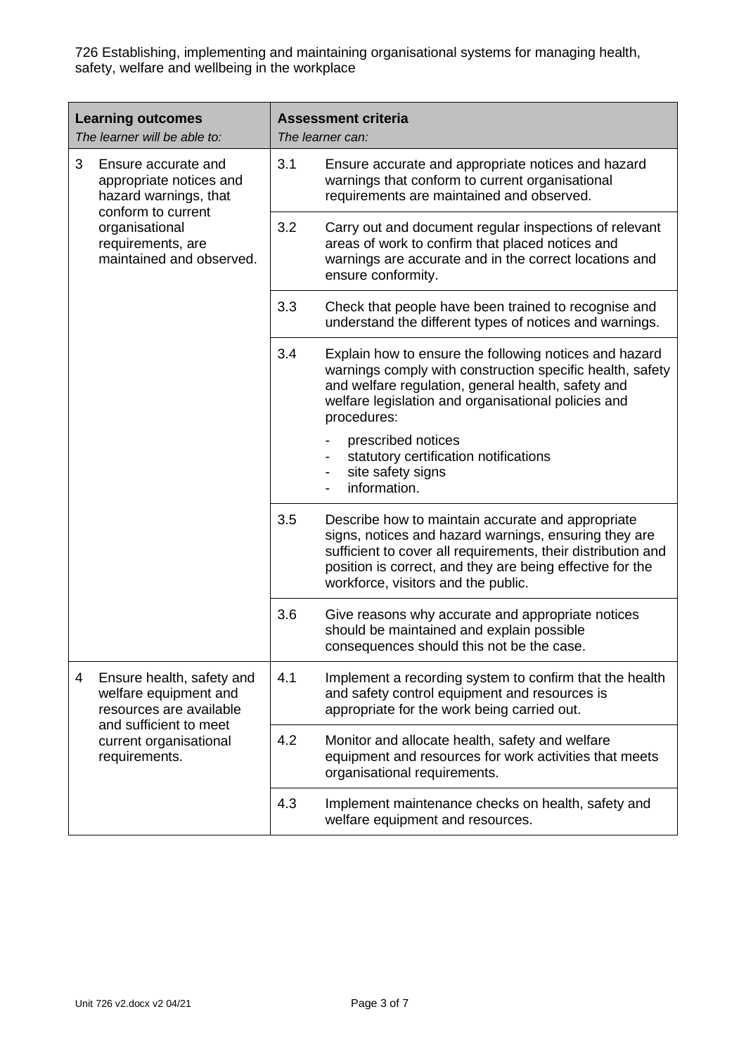726 Establishing, implementing and maintaining organisational systems for managing health, safety, welfare and wellbeing in the workplace

| **Learning outcomes**<br>*The learner will be able to:* | **Assessment criteria**<br>*The learner can:* | |
|---|---|---|
| 3 Ensure accurate and appropriate notices and hazard warnings, that conform to current organisational requirements, are maintained and observed. | 3.1 | Ensure accurate and appropriate notices and hazard warnings that conform to current organisational requirements are maintained and observed. |
| | 3.2 | Carry out and document regular inspections of relevant areas of work to confirm that placed notices and warnings are accurate and in the correct locations and ensure conformity. |
| | 3.3 | Check that people have been trained to recognise and understand the different types of notices and warnings. |
| | 3.4 | Explain how to ensure the following notices and hazard warnings comply with construction specific health, safety and welfare regulation, general health, safety and welfare legislation and organisational policies and procedures:<br>- prescribed notices<br>- statutory certification notifications<br>- site safety signs<br>- information. |
| | 3.5 | Describe how to maintain accurate and appropriate signs, notices and hazard warnings, ensuring they are sufficient to cover all requirements, their distribution and position is correct, and they are being effective for the workforce, visitors and the public. |
| | 3.6 | Give reasons why accurate and appropriate notices should be maintained and explain possible consequences should this not be the case. |
| 4 Ensure health, safety and welfare equipment and resources are available and sufficient to meet current organisational requirements. | 4.1 | Implement a recording system to confirm that the health and safety control equipment and resources is appropriate for the work being carried out. |
| | 4.2 | Monitor and allocate health, safety and welfare equipment and resources for work activities that meets organisational requirements. |
| | 4.3 | Implement maintenance checks on health, safety and welfare equipment and resources. |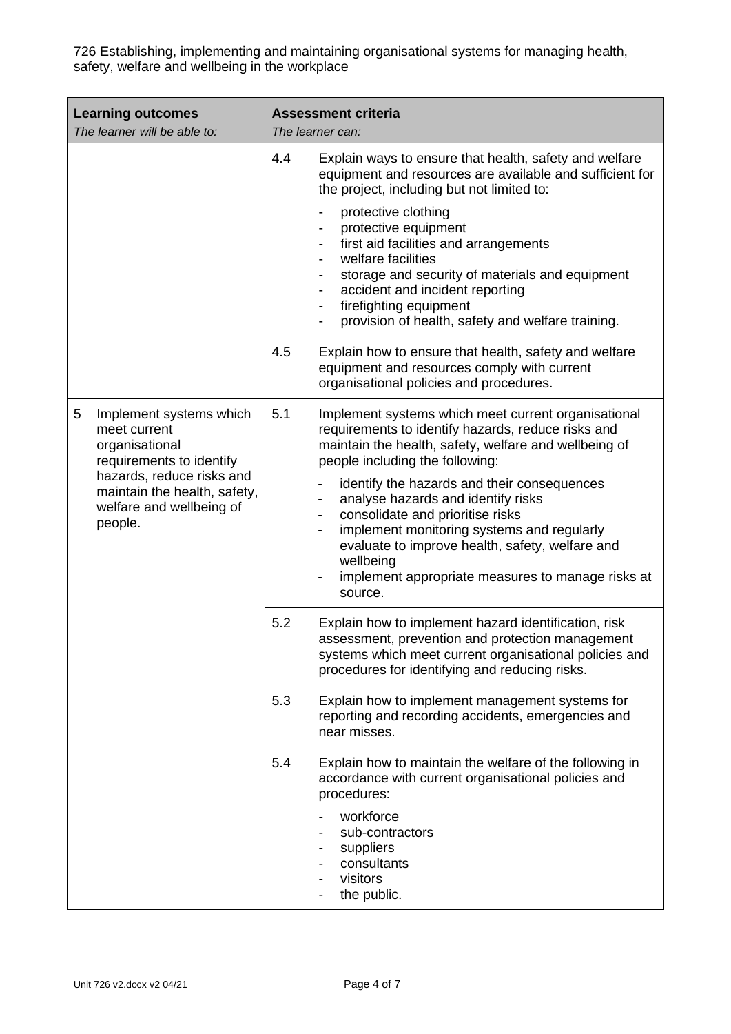726 Establishing, implementing and maintaining organisational systems for managing health, safety, welfare and wellbeing in the workplace

| **Learning outcomes**<br>*The learner will be able to:* | **Assessment criteria**<br>*The learner can:* |
|---|---|
| | 4.4 Explain ways to ensure that health, safety and welfare equipment and resources are available and sufficient for the project, including but not limited to:<br>- protective clothing<br>- protective equipment<br>- first aid facilities and arrangements<br>- welfare facilities<br>- storage and security of materials and equipment<br>- accident and incident reporting<br>- firefighting equipment<br>- provision of health, safety and welfare training. |
| | 4.5 Explain how to ensure that health, safety and welfare equipment and resources comply with current organisational policies and procedures. |
| 5 Implement systems which meet current organisational requirements to identify hazards, reduce risks and maintain the health, safety, welfare and wellbeing of people. | 5.1 Implement systems which meet current organisational requirements to identify hazards, reduce risks and maintain the health, safety, welfare and wellbeing of people including the following:<br>- identify the hazards and their consequences<br>- analyse hazards and identify risks<br>- consolidate and prioritise risks<br>- implement monitoring systems and regularly evaluate to improve health, safety, welfare and wellbeing<br>- implement appropriate measures to manage risks at source. |
| | 5.2 Explain how to implement hazard identification, risk assessment, prevention and protection management systems which meet current organisational policies and procedures for identifying and reducing risks. |
| | 5.3 Explain how to implement management systems for reporting and recording accidents, emergencies and near misses. |
| | 5.4 Explain how to maintain the welfare of the following in accordance with current organisational policies and procedures:<br>- workforce<br>- sub-contractors<br>- suppliers<br>- consultants<br>- visitors<br>- the public. |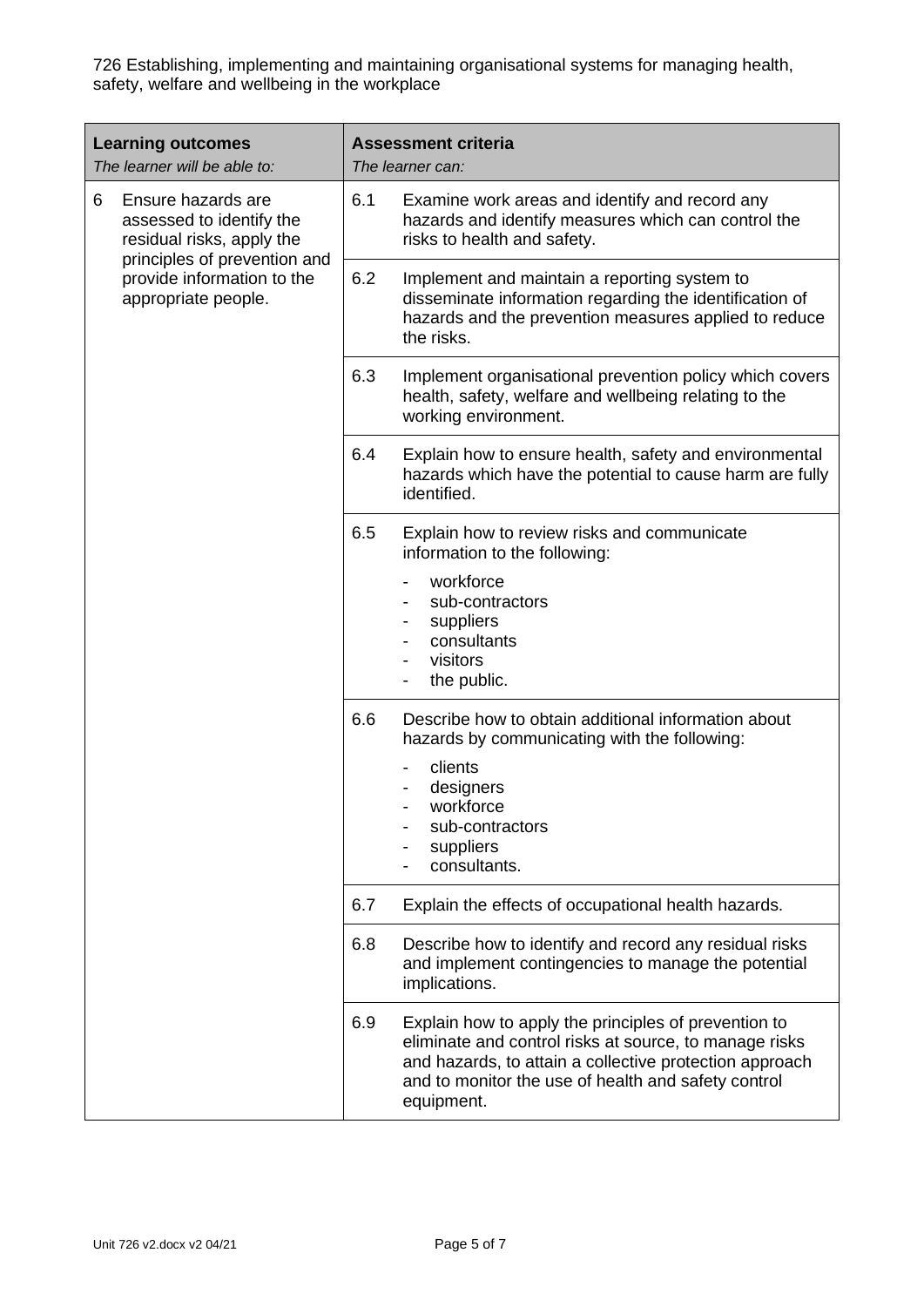726 Establishing, implementing and maintaining organisational systems for managing health, safety, welfare and wellbeing in the workplace

| **Learning outcomes**<br>*The learner will be able to:* | **Assessment criteria**<br>*The learner can:* | |
|---|---|---|
| 6 Ensure hazards are assessed to identify the residual risks, apply the principles of prevention and provide information to the appropriate people. | 6.1 | Examine work areas and identify and record any hazards and identify measures which can control the risks to health and safety. |
| | 6.2 | Implement and maintain a reporting system to disseminate information regarding the identification of hazards and the prevention measures applied to reduce the risks. |
| | 6.3 | Implement organisational prevention policy which covers health, safety, welfare and wellbeing relating to the working environment. |
| | 6.4 | Explain how to ensure health, safety and environmental hazards which have the potential to cause harm are fully identified. |
| | 6.5 | Explain how to review risks and communicate information to the following:<br>- workforce<br>- sub-contractors<br>- suppliers<br>- consultants<br>- visitors<br>- the public. |
| | 6.6 | Describe how to obtain additional information about hazards by communicating with the following:<br>- clients<br>- designers<br>- workforce<br>- sub-contractors<br>- suppliers<br>- consultants. |
| | 6.7 | Explain the effects of occupational health hazards. |
| | 6.8 | Describe how to identify and record any residual risks and implement contingencies to manage the potential implications. |
| | 6.9 | Explain how to apply the principles of prevention to eliminate and control risks at source, to manage risks and hazards, to attain a collective protection approach and to monitor the use of health and safety control equipment. |

Unit 726 v2.docx v2 04/21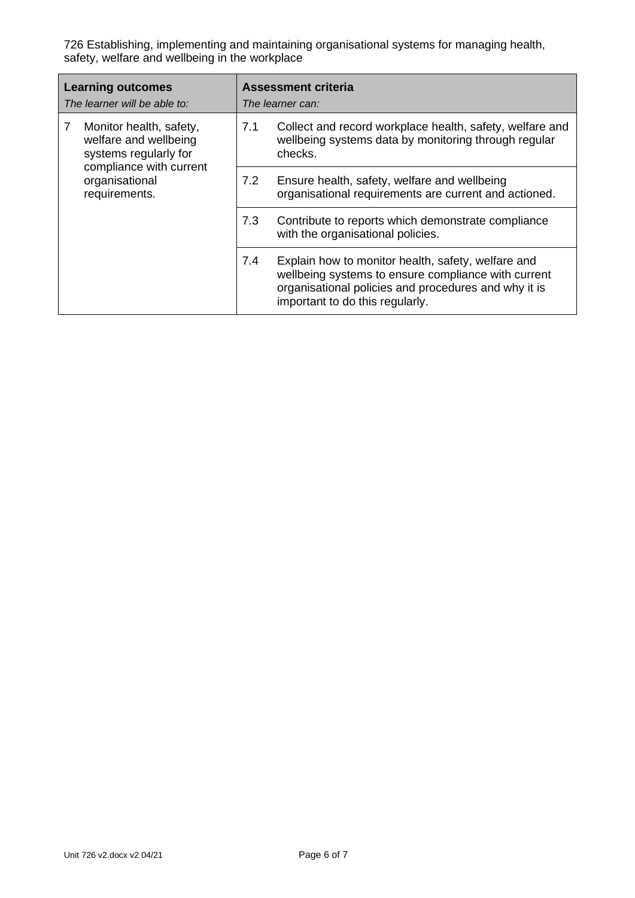726 Establishing, implementing and maintaining organisational systems for managing health, safety, welfare and wellbeing in the workplace

| **Learning outcomes**<br>*The learner will be able to:* | **Assessment criteria**<br>*The learner can:* |
|---|---|
| 7 Monitor health, safety, welfare and wellbeing systems regularly for compliance with current organisational requirements. | 7.1 Collect and record workplace health, safety, welfare and wellbeing systems data by monitoring through regular checks. |
| | 7.2 Ensure health, safety, welfare and wellbeing organisational requirements are current and actioned. |
| | 7.3 Contribute to reports which demonstrate compliance with the organisational policies. |
| | 7.4 Explain how to monitor health, safety, welfare and wellbeing systems to ensure compliance with current organisational policies and procedures and why it is important to do this regularly. |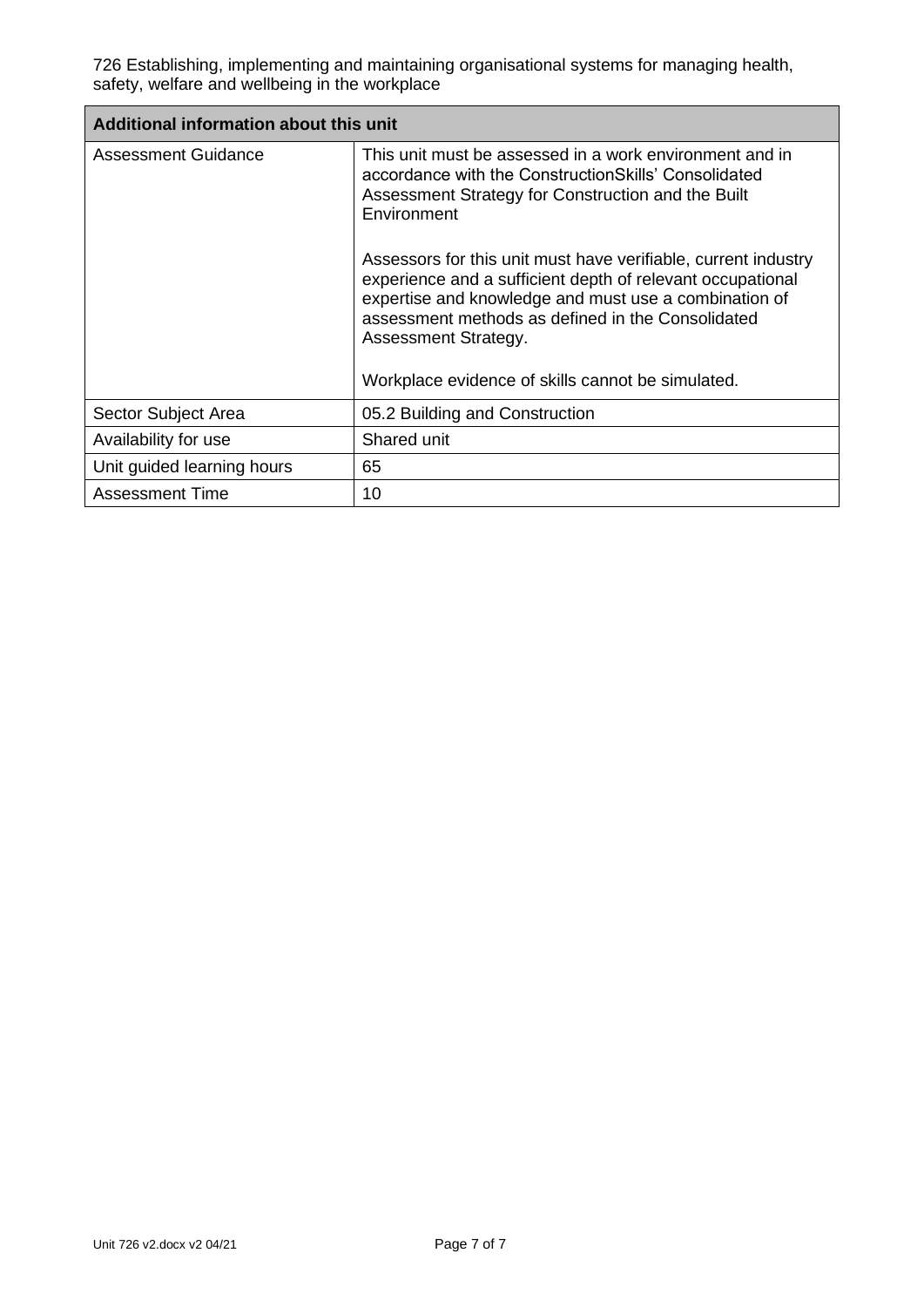| Additional information about this unit | |
|---|---|
| Assessment Guidance | This unit must be assessed in a work environment and in accordance with the ConstructionSkills' Consolidated Assessment Strategy for Construction and the Built Environment<br><br>Assessors for this unit must have verifiable, current industry experience and a sufficient depth of relevant occupational expertise and knowledge and must use a combination of assessment methods as defined in the Consolidated Assessment Strategy.<br><br>Workplace evidence of skills cannot be simulated. |
| Sector Subject Area | 05.2 Building and Construction |
| Availability for use | Shared unit |
| Unit guided learning hours | 65 |
| Assessment Time | 10 |